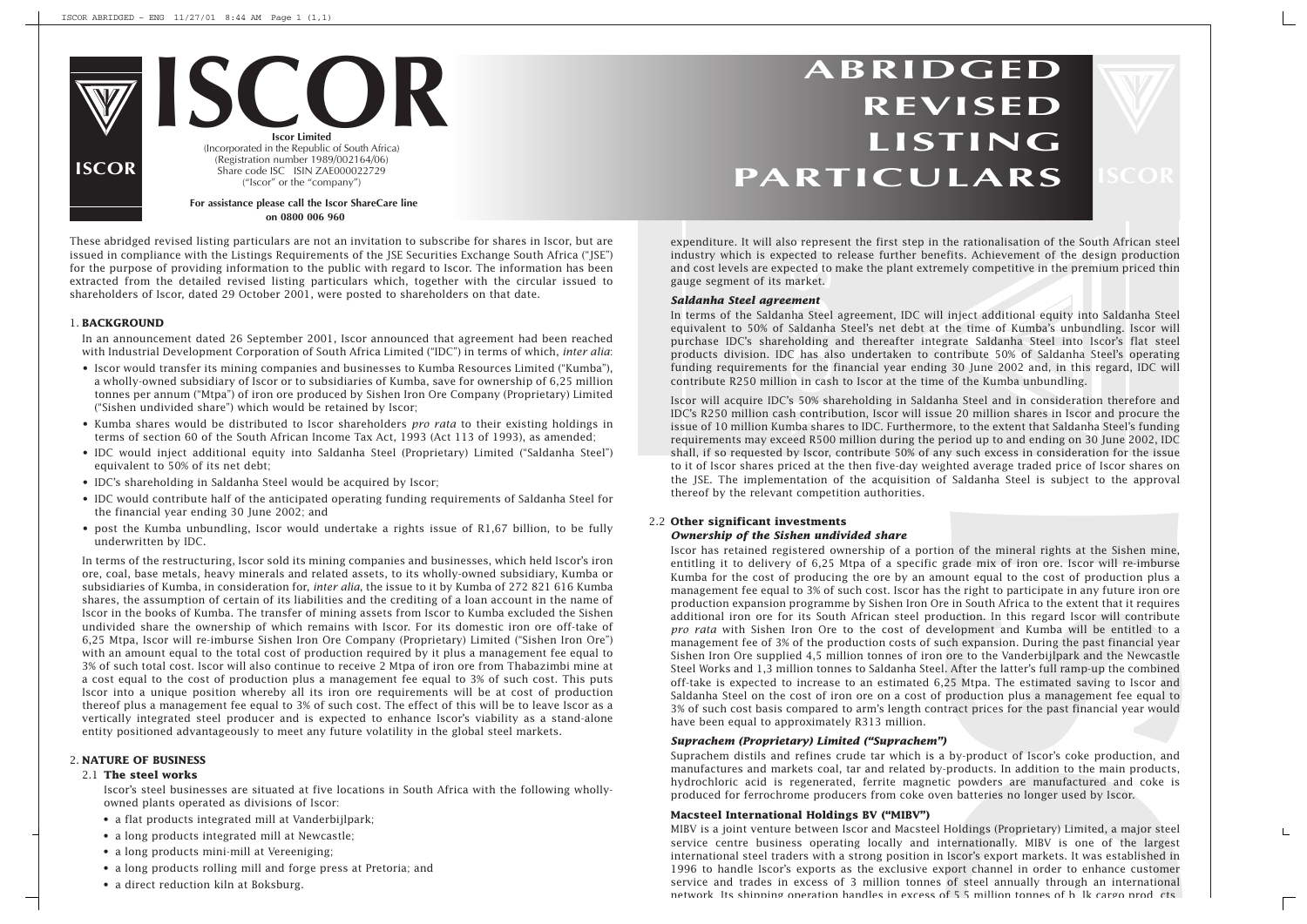# ISCOR

**Iscor Limited**
(Incorporated in the Republic of South Africa)
(Registration number 1989/002164/06)
Share code ISC ISIN ZAE000022729
("Iscor" or the "company")

**For assistance please call the Iscor ShareCare line on 0800 006 960**

# ABRIDGED REVISED LISTING PARTICULARS

These abridged revised listing particulars are not an invitation to subscribe for shares in Iscor, but are issued in compliance with the Listings Requirements of the JSE Securities Exchange South Africa ("JSE") for the purpose of providing information to the public with regard to Iscor. The information has been extracted from the detailed revised listing particulars which, together with the circular issued to shareholders of Iscor, dated 29 October 2001, were posted to shareholders on that date.

## 1. BACKGROUND

In an announcement dated 26 September 2001, Iscor announced that agreement had been reached with Industrial Development Corporation of South Africa Limited ("IDC") in terms of which, *inter alia*:

- Iscor would transfer its mining companies and businesses to Kumba Resources Limited ("Kumba"), a wholly-owned subsidiary of Iscor or to subsidiaries of Kumba, save for ownership of 6,25 million tonnes per annum ("Mtpa") of iron ore produced by Sishen Iron Ore Company (Proprietary) Limited ("Sishen undivided share") which would be retained by Iscor;
- Kumba shares would be distributed to Iscor shareholders *pro rata* to their existing holdings in terms of section 60 of the South African Income Tax Act, 1993 (Act 113 of 1993), as amended;
- IDC would inject additional equity into Saldanha Steel (Proprietary) Limited ("Saldanha Steel") equivalent to 50% of its net debt;
- IDC's shareholding in Saldanha Steel would be acquired by Iscor;
- IDC would contribute half of the anticipated operating funding requirements of Saldanha Steel for the financial year ending 30 June 2002; and
- post the Kumba unbundling, Iscor would undertake a rights issue of R1,67 billion, to be fully underwritten by IDC.

In terms of the restructuring, Iscor sold its mining companies and businesses, which held Iscor's iron ore, coal, base metals, heavy minerals and related assets, to its wholly-owned subsidiary, Kumba or subsidiaries of Kumba, in consideration for, *inter alia*, the issue to it by Kumba of 272 821 616 Kumba shares, the assumption of certain of its liabilities and the crediting of a loan account in the name of Iscor in the books of Kumba. The transfer of mining assets from Iscor to Kumba excluded the Sishen undivided share the ownership of which remains with Iscor. For its domestic iron ore off-take of 6,25 Mtpa, Iscor will re-imburse Sishen Iron Ore Company (Proprietary) Limited ("Sishen Iron Ore") with an amount equal to the total cost of production required by it plus a management fee equal to 3% of such total cost. Iscor will also continue to receive 2 Mtpa of iron ore from Thabazimbi mine at a cost equal to the cost of production plus a management fee equal to 3% of such cost. This puts Iscor into a unique position whereby all its iron ore requirements will be at cost of production thereof plus a management fee equal to 3% of such cost. The effect of this will be to leave Iscor as a vertically integrated steel producer and is expected to enhance Iscor's viability as a stand-alone entity positioned advantageously to meet any future volatility in the global steel markets.

## 2. NATURE OF BUSINESS

### 2.1 The steel works

Iscor's steel businesses are situated at five locations in South Africa with the following wholly-owned plants operated as divisions of Iscor:

- a flat products integrated mill at Vanderbijlpark;
- a long products integrated mill at Newcastle;
- a long products mini-mill at Vereeniging;
- a long products rolling mill and forge press at Pretoria; and
- a direct reduction kiln at Boksburg.

expenditure. It will also represent the first step in the rationalisation of the South African steel industry which is expected to release further benefits. Achievement of the design production and cost levels are expected to make the plant extremely competitive in the premium priced thin gauge segment of its market.

***Saldanha Steel agreement***

In terms of the Saldanha Steel agreement, IDC will inject additional equity into Saldanha Steel equivalent to 50% of Saldanha Steel's net debt at the time of Kumba's unbundling. Iscor will purchase IDC's shareholding and thereafter integrate Saldanha Steel into Iscor's flat steel products division. IDC has also undertaken to contribute 50% of Saldanha Steel's operating funding requirements for the financial year ending 30 June 2002 and, in this regard, IDC will contribute R250 million in cash to Iscor at the time of the Kumba unbundling.

Iscor will acquire IDC's 50% shareholding in Saldanha Steel and in consideration therefore and IDC's R250 million cash contribution, Iscor will issue 20 million shares in Iscor and procure the issue of 10 million Kumba shares to IDC. Furthermore, to the extent that Saldanha Steel's funding requirements may exceed R500 million during the period up to and ending on 30 June 2002, IDC shall, if so requested by Iscor, contribute 50% of any such excess in consideration for the issue to it of Iscor shares priced at the then five-day weighted average traded price of Iscor shares on the JSE. The implementation of the acquisition of Saldanha Steel is subject to the approval thereof by the relevant competition authorities.

### 2.2 Other significant investments

***Ownership of the Sishen undivided share***

Iscor has retained registered ownership of a portion of the mineral rights at the Sishen mine, entitling it to delivery of 6,25 Mtpa of a specific grade mix of iron ore. Iscor will re-imburse Kumba for the cost of producing the ore by an amount equal to the cost of production plus a management fee equal to 3% of such cost. Iscor has the right to participate in any future iron ore production expansion programme by Sishen Iron Ore in South Africa to the extent that it requires additional iron ore for its South African steel production. In this regard Iscor will contribute *pro rata* with Sishen Iron Ore to the cost of development and Kumba will be entitled to a management fee of 3% of the production costs of such expansion. During the past financial year Sishen Iron Ore supplied 4,5 million tonnes of iron ore to the Vanderbijlpark and the Newcastle Steel Works and 1,3 million tonnes to Saldanha Steel. After the latter's full ramp-up the combined off-take is expected to increase to an estimated 6,25 Mtpa. The estimated saving to Iscor and Saldanha Steel on the cost of iron ore on a cost of production plus a management fee equal to 3% of such cost basis compared to arm's length contract prices for the past financial year would have been equal to approximately R313 million.

***Suprachem (Proprietary) Limited ("Suprachem")***

Suprachem distils and refines crude tar which is a by-product of Iscor's coke production, and manufactures and markets coal, tar and related by-products. In addition to the main products, hydrochloric acid is regenerated, ferrite magnetic powders are manufactured and coke is produced for ferrochrome producers from coke oven batteries no longer used by Iscor.

**Macsteel International Holdings BV ("MIBV")**

MIBV is a joint venture between Iscor and Macsteel Holdings (Proprietary) Limited, a major steel service centre business operating locally and internationally. MIBV is one of the largest international steel traders with a strong position in Iscor's export markets. It was established in 1996 to handle Iscor's exports as the exclusive export channel in order to enhance customer service and trades in excess of 3 million tonnes of steel annually through an international network. Its shipping operation handles in excess of 5,5 million tonnes of bulk cargo products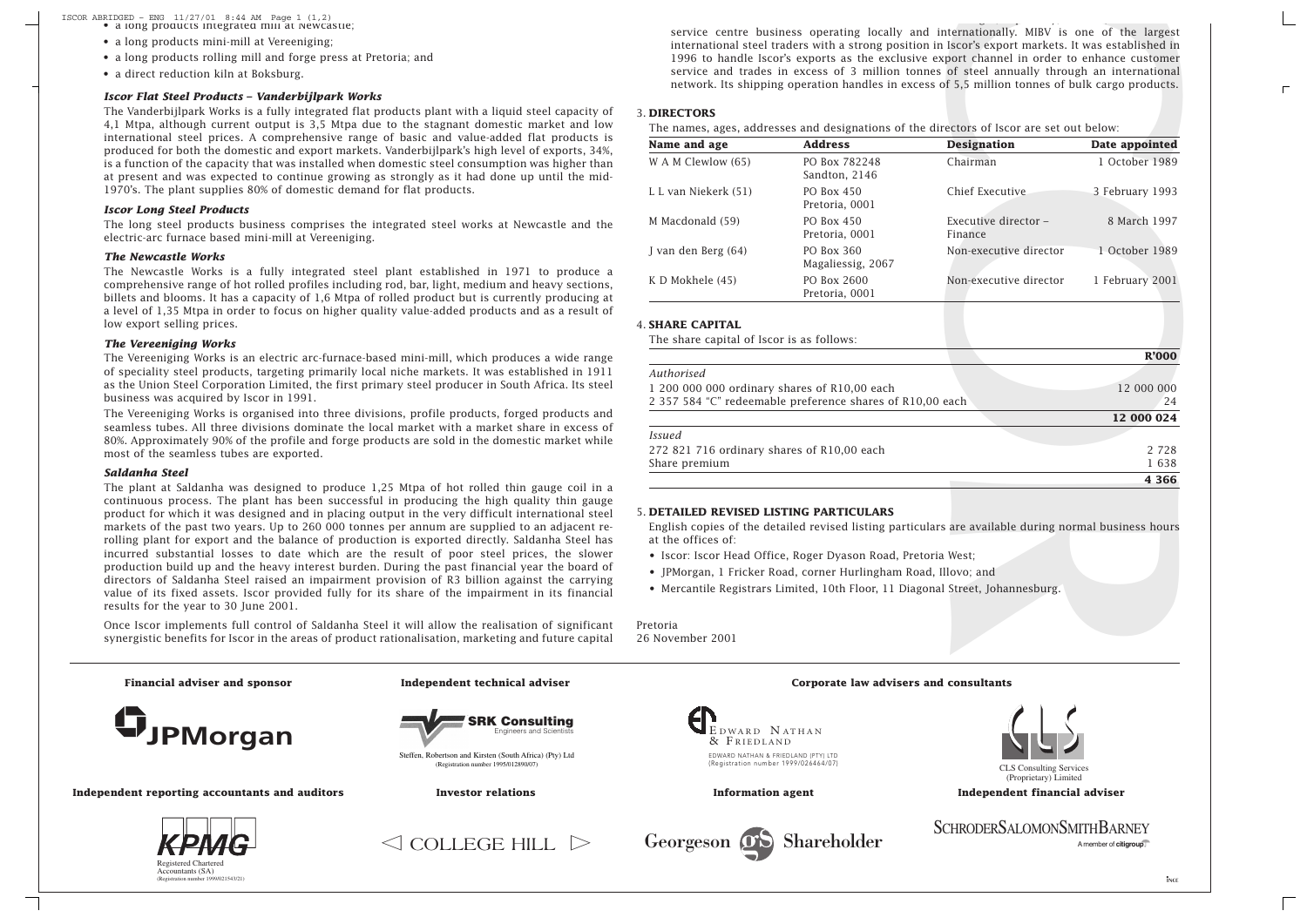- a long products integrated mill at Newcastle;
- a long products mini-mill at Vereeniging;
- a long products rolling mill and forge press at Pretoria; and
- a direct reduction kiln at Boksburg.

### *Iscor Flat Steel Products – Vanderbijlpark Works*

The Vanderbijlpark Works is a fully integrated flat products plant with a liquid steel capacity of 4,1 Mtpa, although current output is 3,5 Mtpa due to the stagnant domestic market and low international steel prices. A comprehensive range of basic and value-added flat products is produced for both the domestic and export markets. Vanderbijlpark's high level of exports, 34%, is a function of the capacity that was installed when domestic steel consumption was higher than at present and was expected to continue growing as strongly as it had done up until the mid-1970's. The plant supplies 80% of domestic demand for flat products.

### *Iscor Long Steel Products*

The long steel products business comprises the integrated steel works at Newcastle and the electric-arc furnace based mini-mill at Vereeniging.

### *The Newcastle Works*

The Newcastle Works is a fully integrated steel plant established in 1971 to produce a comprehensive range of hot rolled profiles including rod, bar, light, medium and heavy sections, billets and blooms. It has a capacity of 1,6 Mtpa of rolled product but is currently producing at a level of 1,35 Mtpa in order to focus on higher quality value-added products and as a result of low export selling prices.

### *The Vereeniging Works*

The Vereeniging Works is an electric arc-furnace-based mini-mill, which produces a wide range of speciality steel products, targeting primarily local niche markets. It was established in 1911 as the Union Steel Corporation Limited, the first primary steel producer in South Africa. Its steel business was acquired by Iscor in 1991.

The Vereeniging Works is organised into three divisions, profile products, forged products and seamless tubes. All three divisions dominate the local market with a market share in excess of 80%. Approximately 90% of the profile and forge products are sold in the domestic market while most of the seamless tubes are exported.

### *Saldanha Steel*

The plant at Saldanha was designed to produce 1,25 Mtpa of hot rolled thin gauge coil in a continuous process. The plant has been successful in producing the high quality thin gauge product for which it was designed and in placing output in the very difficult international steel markets of the past two years. Up to 260 000 tonnes per annum are supplied to an adjacent re-rolling plant for export and the balance of production is exported directly. Saldanha Steel has incurred substantial losses to date which are the result of poor steel prices, the slower production build up and the heavy interest burden. During the past financial year the board of directors of Saldanha Steel raised an impairment provision of R3 billion against the carrying value of its fixed assets. Iscor provided fully for its share of the impairment in its financial results for the year to 30 June 2001.

Once Iscor implements full control of Saldanha Steel it will allow the realisation of significant synergistic benefits for Iscor in the areas of product rationalisation, marketing and future capital service centre business operating locally and internationally. MIBV is one of the largest international steel traders with a strong position in Iscor's export markets. It was established in 1996 to handle Iscor's exports as the exclusive export channel in order to enhance customer service and trades in excess of 3 million tonnes of steel annually through an international network. Its shipping operation handles in excess of 5,5 million tonnes of bulk cargo products.

## 3. DIRECTORS

The names, ages, addresses and designations of the directors of Iscor are set out below:

| Name and age | Address | Designation | Date appointed |
|---|---|---|---|
| W A M Clewlow (65) | PO Box 782248 Sandton, 2146 | Chairman | 1 October 1989 |
| L L van Niekerk (51) | PO Box 450 Pretoria, 0001 | Chief Executive | 3 February 1993 |
| M Macdonald (59) | PO Box 450 Pretoria, 0001 | Executive director – Finance | 8 March 1997 |
| J van den Berg (64) | PO Box 360 Magaliessig, 2067 | Non-executive director | 1 October 1989 |
| K D Mokhele (45) | PO Box 2600 Pretoria, 0001 | Non-executive director | 1 February 2001 |

## 4. SHARE CAPITAL

The share capital of Iscor is as follows:

| | R'000 |
|---|---|
| *Authorised* | |
| 1 200 000 000 ordinary shares of R10,00 each | 12 000 000 |
| 2 357 584 "C" redeemable preference shares of R10,00 each | 24 |
| | **12 000 024** |
| *Issued* | |
| 272 821 716 ordinary shares of R10,00 each | 2 728 |
| Share premium | 1 638 |
| | **4 366** |

## 5. DETAILED REVISED LISTING PARTICULARS

English copies of the detailed revised listing particulars are available during normal business hours at the offices of:

- Iscor: Iscor Head Office, Roger Dyason Road, Pretoria West;
- JPMorgan, 1 Fricker Road, corner Hurlingham Road, Illovo; and
- Mercantile Registrars Limited, 10th Floor, 11 Diagonal Street, Johannesburg.

Pretoria
26 November 2001

**Financial adviser and sponsor**

JPMorgan

**Independent technical adviser**

SRK Consulting
Engineers and Scientists

Steffen, Robertson and Kirsten (South Africa) (Pty) Ltd
(Registration number 1995/012890/07)

**Corporate law advisers and consultants**

Edward Nathan & Friedland

EDWARD NATHAN & FRIEDLAND (PTY) LTD
(Registration number 1999/026464/07)

CLS Consulting Services (Proprietary) Limited

**Independent reporting accountants and auditors**

KPMG
Registered Chartered Accountants (SA)
(Registration number 1999/021543/21)

**Investor relations**

College Hill

**Information agent**

Georgeson Shareholder

**Independent financial adviser**

SchroderSalomonSmithBarney
A member of citigroup